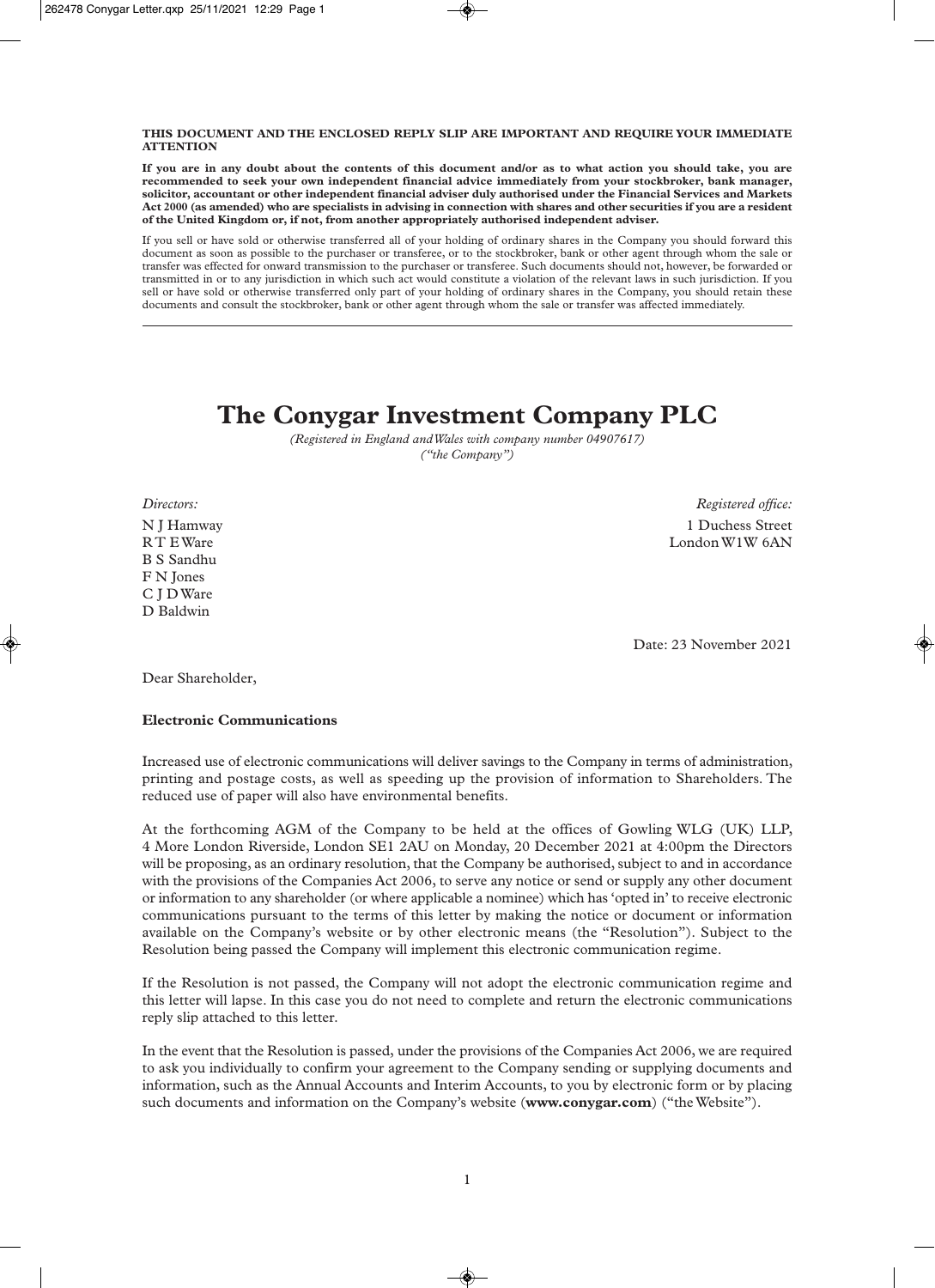**THIS DOCUMENT AND THE ENCLOSED REPLY SLIP ARE IMPORTANT AND REQUIRE YOUR IMMEDIATE ATTENTION**

**If you are in any doubt about the contents of this document and/or as to what action you should take, you are recommended to seek your own independent financial advice immediately from your stockbroker, bank manager, solicitor, accountant or other independent financial adviser duly authorised under the Financial Services and Markets Act 2000 (as amended) who are specialists in advising in connection with shares and other securities if you are a resident of the United Kingdom or, if not, from another appropriately authorised independent adviser.**

If you sell or have sold or otherwise transferred all of your holding of ordinary shares in the Company you should forward this document as soon as possible to the purchaser or transferee, or to the stockbroker, bank or other agent through whom the sale or transfer was effected for onward transmission to the purchaser or transferee. Such documents should not, however, be forwarded or transmitted in or to any jurisdiction in which such act would constitute a violation of the relevant laws in such jurisdiction. If you sell or have sold or otherwise transferred only part of your holding of ordinary shares in the Company, you should retain these documents and consult the stockbroker, bank or other agent through whom the sale or transfer was affected immediately.

---

# The Conygar Investment Company PLC

*(Registered in England and Wales with company number 04907617)*
*("the Company")*

*Directors:*
N J Hamway
R T E Ware
B S Sandhu
F N Jones
C J D Ware
D Baldwin

*Registered office:*
1 Duchess Street
London W1W 6AN

Date: 23 November 2021

Dear Shareholder,

**Electronic Communications**

Increased use of electronic communications will deliver savings to the Company in terms of administration, printing and postage costs, as well as speeding up the provision of information to Shareholders. The reduced use of paper will also have environmental benefits.

At the forthcoming AGM of the Company to be held at the offices of Gowling WLG (UK) LLP, 4 More London Riverside, London SE1 2AU on Monday, 20 December 2021 at 4:00pm the Directors will be proposing, as an ordinary resolution, that the Company be authorised, subject to and in accordance with the provisions of the Companies Act 2006, to serve any notice or send or supply any other document or information to any shareholder (or where applicable a nominee) which has 'opted in' to receive electronic communications pursuant to the terms of this letter by making the notice or document or information available on the Company's website or by other electronic means (the "Resolution"). Subject to the Resolution being passed the Company will implement this electronic communication regime.

If the Resolution is not passed, the Company will not adopt the electronic communication regime and this letter will lapse. In this case you do not need to complete and return the electronic communications reply slip attached to this letter.

In the event that the Resolution is passed, under the provisions of the Companies Act 2006, we are required to ask you individually to confirm your agreement to the Company sending or supplying documents and information, such as the Annual Accounts and Interim Accounts, to you by electronic form or by placing such documents and information on the Company's website (**www.conygar.com**) ("the Website").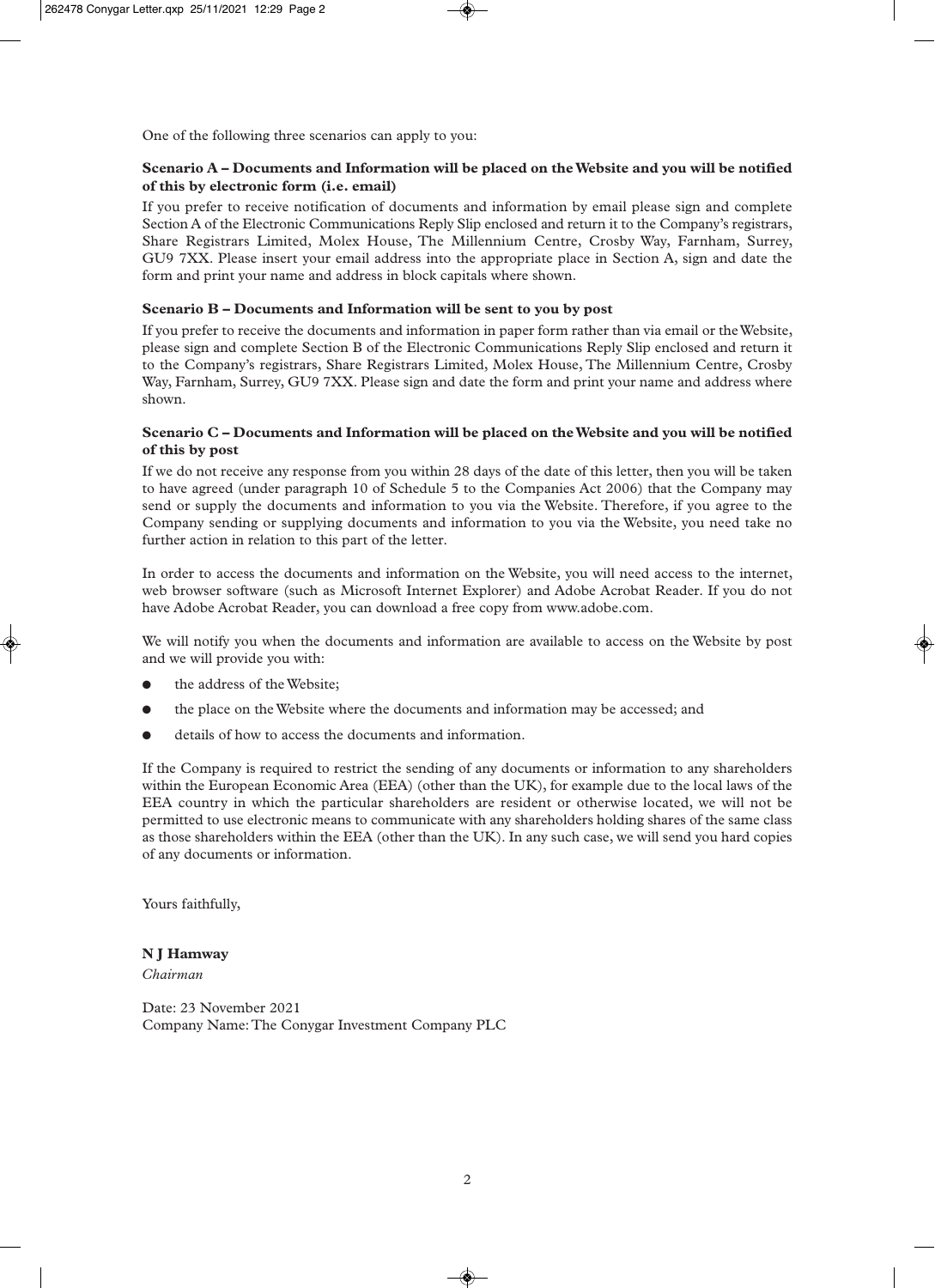One of the following three scenarios can apply to you:

**Scenario A – Documents and Information will be placed on the Website and you will be notified of this by electronic form (i.e. email)**

If you prefer to receive notification of documents and information by email please sign and complete Section A of the Electronic Communications Reply Slip enclosed and return it to the Company's registrars, Share Registrars Limited, Molex House, The Millennium Centre, Crosby Way, Farnham, Surrey, GU9 7XX. Please insert your email address into the appropriate place in Section A, sign and date the form and print your name and address in block capitals where shown.

**Scenario B – Documents and Information will be sent to you by post**

If you prefer to receive the documents and information in paper form rather than via email or the Website, please sign and complete Section B of the Electronic Communications Reply Slip enclosed and return it to the Company's registrars, Share Registrars Limited, Molex House, The Millennium Centre, Crosby Way, Farnham, Surrey, GU9 7XX. Please sign and date the form and print your name and address where shown.

**Scenario C – Documents and Information will be placed on the Website and you will be notified of this by post**

If we do not receive any response from you within 28 days of the date of this letter, then you will be taken to have agreed (under paragraph 10 of Schedule 5 to the Companies Act 2006) that the Company may send or supply the documents and information to you via the Website. Therefore, if you agree to the Company sending or supplying documents and information to you via the Website, you need take no further action in relation to this part of the letter.

In order to access the documents and information on the Website, you will need access to the internet, web browser software (such as Microsoft Internet Explorer) and Adobe Acrobat Reader. If you do not have Adobe Acrobat Reader, you can download a free copy from www.adobe.com.

We will notify you when the documents and information are available to access on the Website by post and we will provide you with:

- the address of the Website;
- the place on the Website where the documents and information may be accessed; and
- details of how to access the documents and information.

If the Company is required to restrict the sending of any documents or information to any shareholders within the European Economic Area (EEA) (other than the UK), for example due to the local laws of the EEA country in which the particular shareholders are resident or otherwise located, we will not be permitted to use electronic means to communicate with any shareholders holding shares of the same class as those shareholders within the EEA (other than the UK). In any such case, we will send you hard copies of any documents or information.

Yours faithfully,

**N J Hamway**
*Chairman*

Date: 23 November 2021
Company Name: The Conygar Investment Company PLC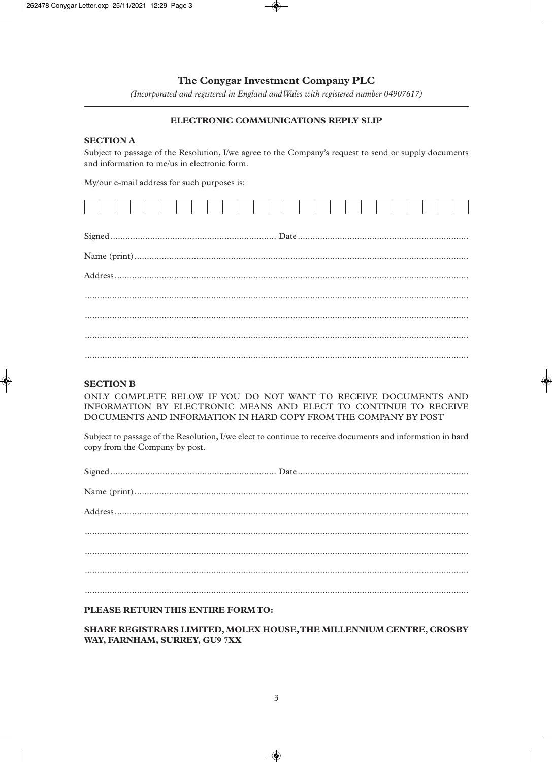# The Conygar Investment Company PLC

*(Incorporated and registered in England and Wales with registered number 04907617)*

---

## ELECTRONIC COMMUNICATIONS REPLY SLIP

### SECTION A

Subject to passage of the Resolution, I/we agree to the Company's request to send or supply documents and information to me/us in electronic form.

My/our e-mail address for such purposes is:

| | | | | | | | | | | | | | | | | | | | | | | | | |
|---|---|---|---|---|---|---|---|---|---|---|---|---|---|---|---|---|---|---|---|---|---|---|---|---|
| | | | | | | | | | | | | | | | | | | | | | | | | |

Signed .................................................................... Date ....................................................................

Name (print) ....................................................................................................................................

Address ..........................................................................................................................................

.......................................................................................................................................................

.......................................................................................................................................................

.......................................................................................................................................................

.......................................................................................................................................................

### SECTION B

ONLY COMPLETE BELOW IF YOU DO NOT WANT TO RECEIVE DOCUMENTS AND INFORMATION BY ELECTRONIC MEANS AND ELECT TO CONTINUE TO RECEIVE DOCUMENTS AND INFORMATION IN HARD COPY FROM THE COMPANY BY POST

Subject to passage of the Resolution, I/we elect to continue to receive documents and information in hard copy from the Company by post.

Signed .................................................................... Date ....................................................................

Name (print) ....................................................................................................................................

Address ..........................................................................................................................................

.......................................................................................................................................................

.......................................................................................................................................................

.......................................................................................................................................................

.......................................................................................................................................................

**PLEASE RETURN THIS ENTIRE FORM TO:**

**SHARE REGISTRARS LIMITED, MOLEX HOUSE, THE MILLENNIUM CENTRE, CROSBY WAY, FARNHAM, SURREY, GU9 7XX**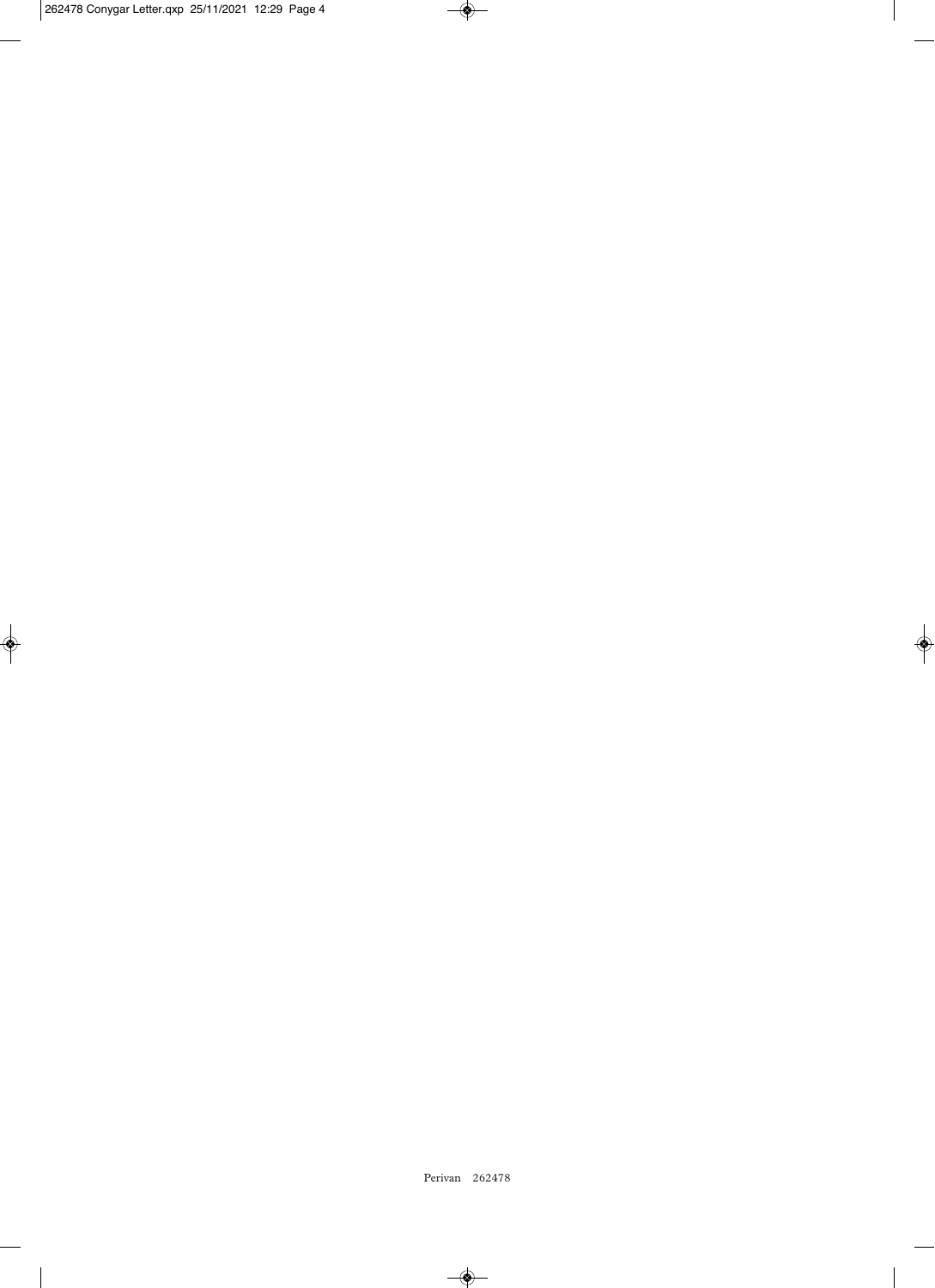Perivan 262478